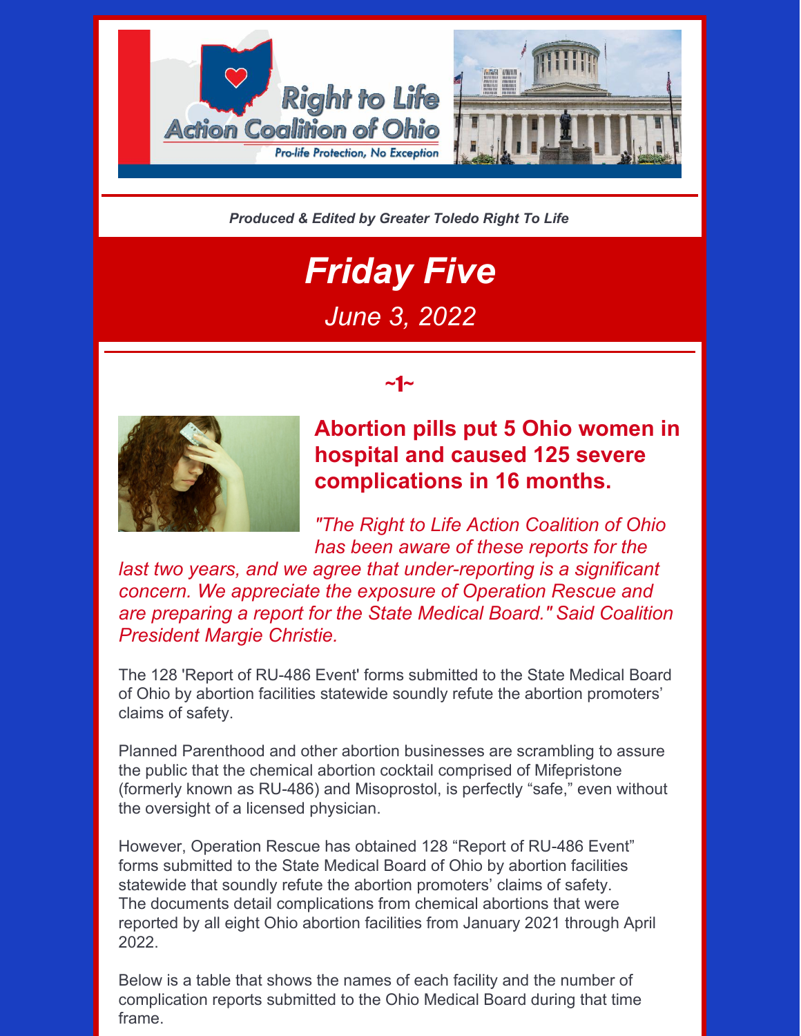Right to Life Action Coalition of Ohio

Pro-life Protection, No Exception

*Produced & Edited by Greater Toledo Right To Life*

# *Friday Five*

*June 3, 2022*

## ~1~

## Abortion pills put 5 Ohio women in hospital and caused 125 severe complications in 16 months.

*"The Right to Life Action Coalition of Ohio has been aware of these reports for the last two years, and we agree that under-reporting is a significant concern. We appreciate the exposure of Operation Rescue and are preparing a report for the State Medical Board." Said Coalition President Margie Christie.*

The 128 'Report of RU-486 Event' forms submitted to the State Medical Board of Ohio by abortion facilities statewide soundly refute the abortion promoters' claims of safety.

Planned Parenthood and other abortion businesses are scrambling to assure the public that the chemical abortion cocktail comprised of Mifepristone (formerly known as RU-486) and Misoprostol, is perfectly "safe," even without the oversight of a licensed physician.

However, Operation Rescue has obtained 128 "Report of RU-486 Event" forms submitted to the State Medical Board of Ohio by abortion facilities statewide that soundly refute the abortion promoters' claims of safety. The documents detail complications from chemical abortions that were reported by all eight Ohio abortion facilities from January 2021 through April 2022.

Below is a table that shows the names of each facility and the number of complication reports submitted to the Ohio Medical Board during that time frame.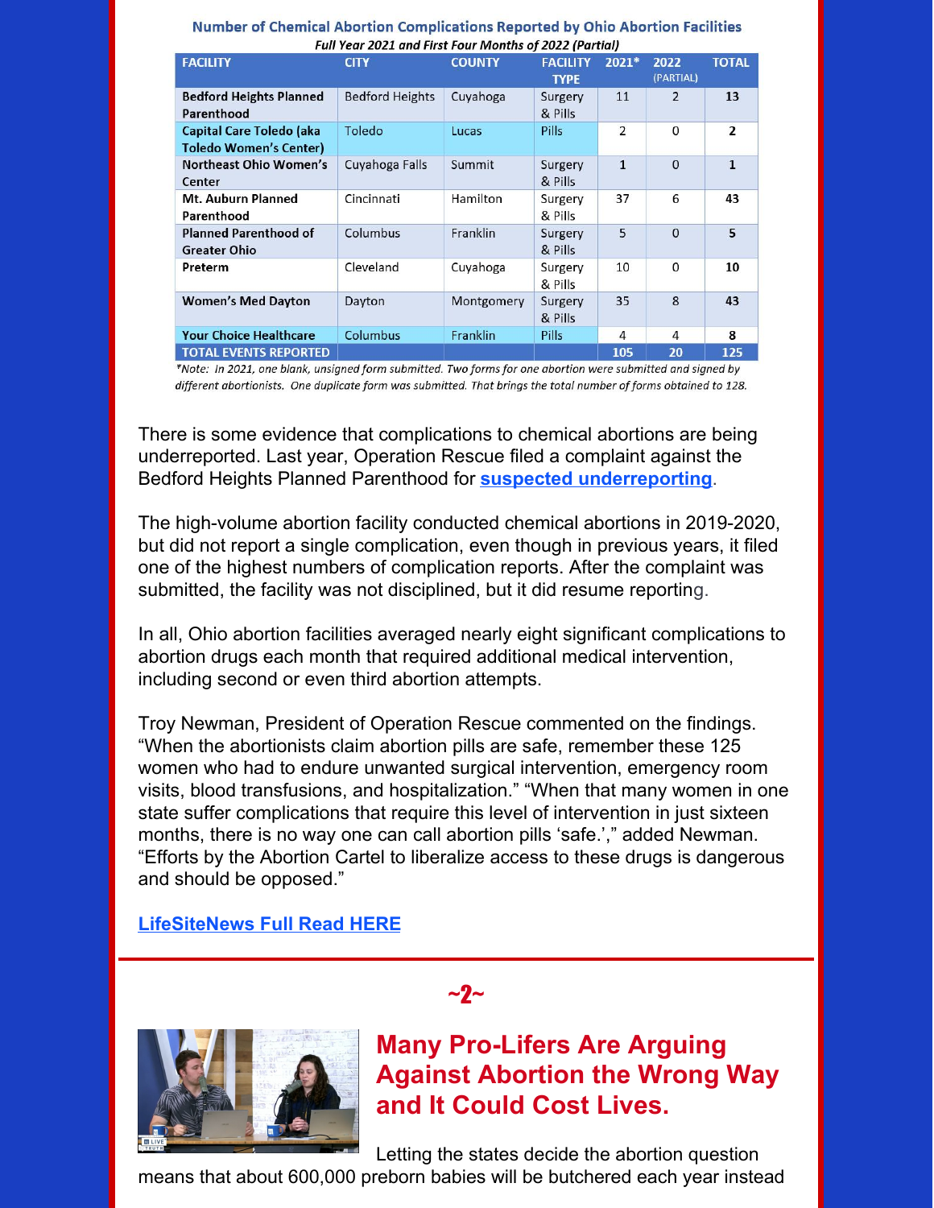**Number of Chemical Abortion Complications Reported by Ohio Abortion Facilities**

*Full Year 2021 and First Four Months of 2022 (Partial)*

| FACILITY | CITY | COUNTY | FACILITY TYPE | 2021* | 2022 (PARTIAL) | TOTAL |
|---|---|---|---|---|---|---|
| Bedford Heights Planned Parenthood | Bedford Heights | Cuyahoga | Surgery & Pills | 11 | 2 | 13 |
| Capital Care Toledo (aka Toledo Women's Center) | Toledo | Lucas | Pills | 2 | 0 | 2 |
| Northeast Ohio Women's Center | Cuyahoga Falls | Summit | Surgery & Pills | 1 | 0 | 1 |
| Mt. Auburn Planned Parenthood | Cincinnati | Hamilton | Surgery & Pills | 37 | 6 | 43 |
| Planned Parenthood of Greater Ohio | Columbus | Franklin | Surgery & Pills | 5 | 0 | 5 |
| Preterm | Cleveland | Cuyahoga | Surgery & Pills | 10 | 0 | 10 |
| Women's Med Dayton | Dayton | Montgomery | Surgery & Pills | 35 | 8 | 43 |
| Your Choice Healthcare | Columbus | Franklin | Pills | 4 | 4 | 8 |
| TOTAL EVENTS REPORTED | | | | 105 | 20 | 125 |

*\*Note: In 2021, one blank, unsigned form submitted. Two forms for one abortion were submitted and signed by different abortionists. One duplicate form was submitted. That brings the total number of forms obtained to 128.*

There is some evidence that complications to chemical abortions are being underreported. Last year, Operation Rescue filed a complaint against the Bedford Heights Planned Parenthood for **suspected underreporting**.

The high-volume abortion facility conducted chemical abortions in 2019-2020, but did not report a single complication, even though in previous years, it filed one of the highest numbers of complication reports. After the complaint was submitted, the facility was not disciplined, but it did resume reporting.

In all, Ohio abortion facilities averaged nearly eight significant complications to abortion drugs each month that required additional medical intervention, including second or even third abortion attempts.

Troy Newman, President of Operation Rescue commented on the findings. "When the abortionists claim abortion pills are safe, remember these 125 women who had to endure unwanted surgical intervention, emergency room visits, blood transfusions, and hospitalization." "When that many women in one state suffer complications that require this level of intervention in just sixteen months, there is no way one can call abortion pills 'safe.'," added Newman. "Efforts by the Abortion Cartel to liberalize access to these drugs is dangerous and should be opposed."

**LifeSiteNews Full Read HERE**

---

~2~

## Many Pro-Lifers Are Arguing Against Abortion the Wrong Way and It Could Cost Lives.

Letting the states decide the abortion question means that about 600,000 preborn babies will be butchered each year instead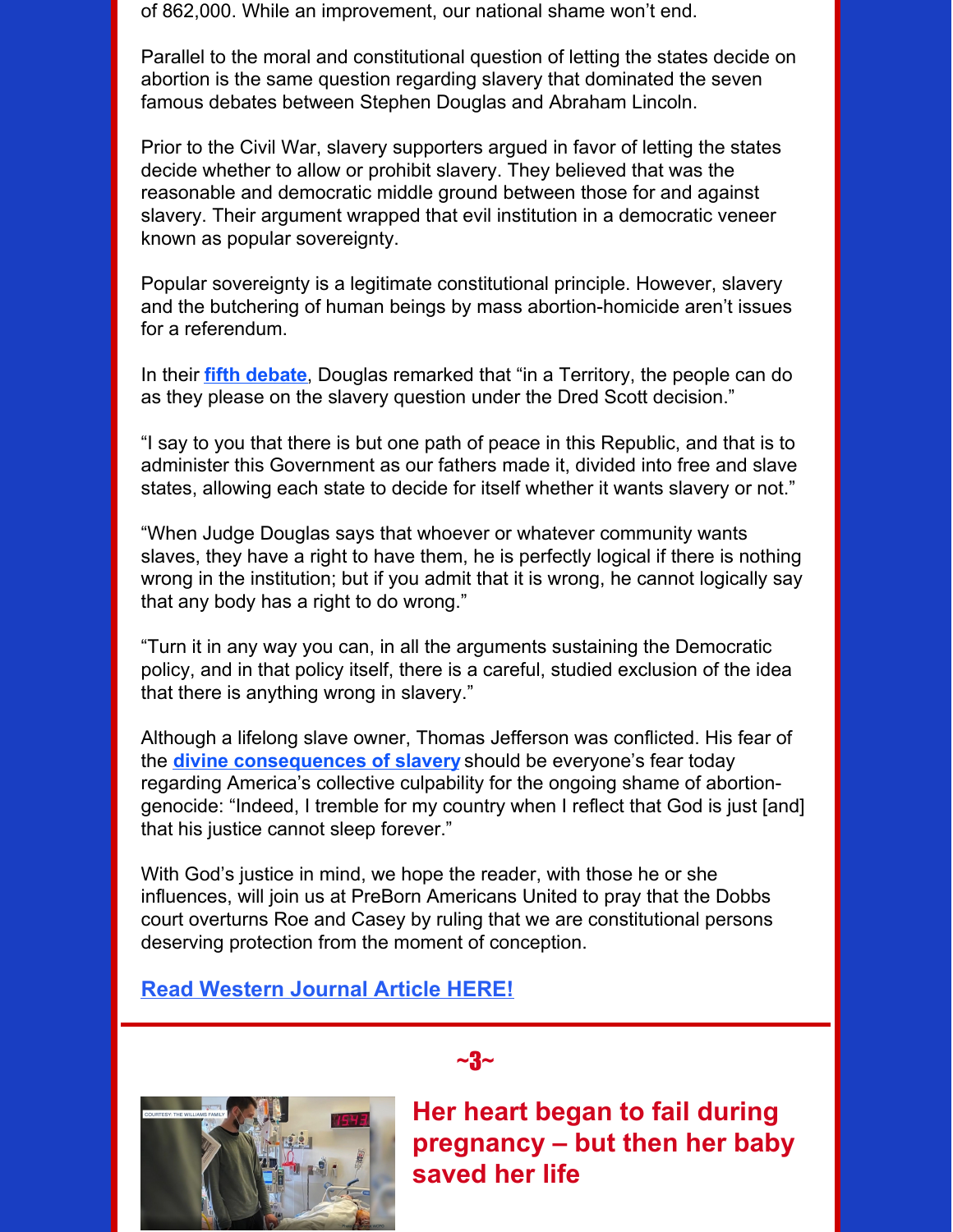of 862,000. While an improvement, our national shame won't end.

Parallel to the moral and constitutional question of letting the states decide on abortion is the same question regarding slavery that dominated the seven famous debates between Stephen Douglas and Abraham Lincoln.

Prior to the Civil War, slavery supporters argued in favor of letting the states decide whether to allow or prohibit slavery. They believed that was the reasonable and democratic middle ground between those for and against slavery. Their argument wrapped that evil institution in a democratic veneer known as popular sovereignty.

Popular sovereignty is a legitimate constitutional principle. However, slavery and the butchering of human beings by mass abortion-homicide aren't issues for a referendum.

In their **fifth debate**, Douglas remarked that "in a Territory, the people can do as they please on the slavery question under the Dred Scott decision."

"I say to you that there is but one path of peace in this Republic, and that is to administer this Government as our fathers made it, divided into free and slave states, allowing each state to decide for itself whether it wants slavery or not."

"When Judge Douglas says that whoever or whatever community wants slaves, they have a right to have them, he is perfectly logical if there is nothing wrong in the institution; but if you admit that it is wrong, he cannot logically say that any body has a right to do wrong."

"Turn it in any way you can, in all the arguments sustaining the Democratic policy, and in that policy itself, there is a careful, studied exclusion of the idea that there is anything wrong in slavery."

Although a lifelong slave owner, Thomas Jefferson was conflicted. His fear of the **divine consequences of slavery** should be everyone's fear today regarding America's collective culpability for the ongoing shame of abortion-genocide: "Indeed, I tremble for my country when I reflect that God is just [and] that his justice cannot sleep forever."

With God's justice in mind, we hope the reader, with those he or she influences, will join us at PreBorn Americans United to pray that the Dobbs court overturns Roe and Casey by ruling that we are constitutional persons deserving protection from the moment of conception.

**Read Western Journal Article HERE!**

~3~

## Her heart began to fail during pregnancy – but then her baby saved her life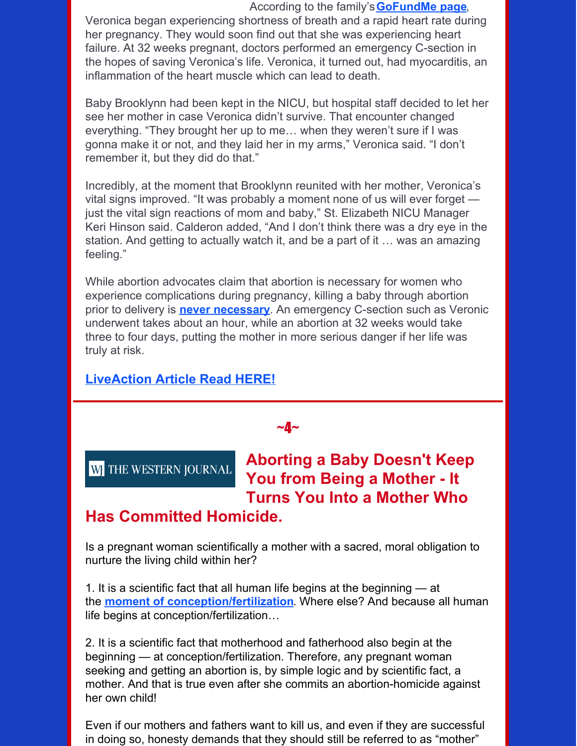According to the family's **GoFundMe page**, Veronica began experiencing shortness of breath and a rapid heart rate during her pregnancy. They would soon find out that she was experiencing heart failure. At 32 weeks pregnant, doctors performed an emergency C-section in the hopes of saving Veronica's life. Veronica, it turned out, had myocarditis, an inflammation of the heart muscle which can lead to death.

Baby Brooklynn had been kept in the NICU, but hospital staff decided to let her see her mother in case Veronica didn't survive. That encounter changed everything. "They brought her up to me… when they weren't sure if I was gonna make it or not, and they laid her in my arms," Veronica said. "I don't remember it, but they did do that."

Incredibly, at the moment that Brooklynn reunited with her mother, Veronica's vital signs improved. "It was probably a moment none of us will ever forget — just the vital sign reactions of mom and baby," St. Elizabeth NICU Manager Keri Hinson said. Calderon added, "And I don't think there was a dry eye in the station. And getting to actually watch it, and be a part of it … was an amazing feeling."

While abortion advocates claim that abortion is necessary for women who experience complications during pregnancy, killing a baby through abortion prior to delivery is **never necessary**. An emergency C-section such as Veronic underwent takes about an hour, while an abortion at 32 weeks would take three to four days, putting the mother in more serious danger if her life was truly at risk.

**LiveAction Article Read HERE!**

~4~

THE WESTERN JOURNAL

## Aborting a Baby Doesn't Keep You from Being a Mother - It Turns You Into a Mother Who Has Committed Homicide.

Is a pregnant woman scientifically a mother with a sacred, moral obligation to nurture the living child within her?

1. It is a scientific fact that all human life begins at the beginning — at the **moment of conception/fertilization**. Where else? And because all human life begins at conception/fertilization…

2. It is a scientific fact that motherhood and fatherhood also begin at the beginning — at conception/fertilization. Therefore, any pregnant woman seeking and getting an abortion is, by simple logic and by scientific fact, a mother. And that is true even after she commits an abortion-homicide against her own child!

Even if our mothers and fathers want to kill us, and even if they are successful in doing so, honesty demands that they should still be referred to as "mother"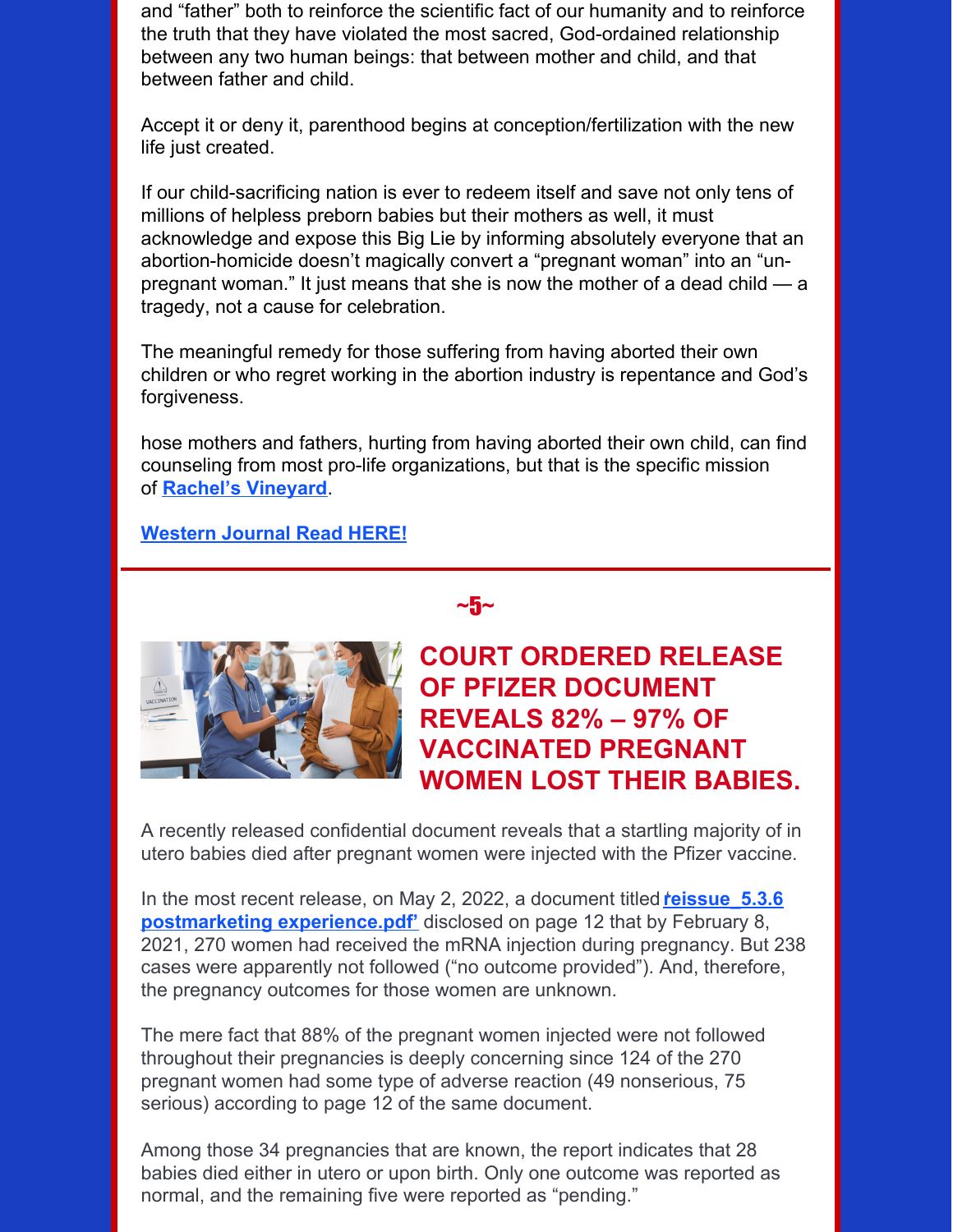and "father" both to reinforce the scientific fact of our humanity and to reinforce the truth that they have violated the most sacred, God-ordained relationship between any two human beings: that between mother and child, and that between father and child.

Accept it or deny it, parenthood begins at conception/fertilization with the new life just created.

If our child-sacrificing nation is ever to redeem itself and save not only tens of millions of helpless preborn babies but their mothers as well, it must acknowledge and expose this Big Lie by informing absolutely everyone that an abortion-homicide doesn't magically convert a "pregnant woman" into an "un-pregnant woman." It just means that she is now the mother of a dead child — a tragedy, not a cause for celebration.

The meaningful remedy for those suffering from having aborted their own children or who regret working in the abortion industry is repentance and God's forgiveness.

hose mothers and fathers, hurting from having aborted their own child, can find counseling from most pro-life organizations, but that is the specific mission of **Rachel's Vineyard**.

**Western Journal Read HERE!**

~5~

## COURT ORDERED RELEASE OF PFIZER DOCUMENT REVEALS 82% – 97% OF VACCINATED PREGNANT WOMEN LOST THEIR BABIES.

A recently released confidential document reveals that a startling majority of in utero babies died after pregnant women were injected with the Pfizer vaccine.

In the most recent release, on May 2, 2022, a document titled **'reissue_5.3.6 postmarketing experience.pdf'** disclosed on page 12 that by February 8, 2021, 270 women had received the mRNA injection during pregnancy. But 238 cases were apparently not followed ("no outcome provided"). And, therefore, the pregnancy outcomes for those women are unknown.

The mere fact that 88% of the pregnant women injected were not followed throughout their pregnancies is deeply concerning since 124 of the 270 pregnant women had some type of adverse reaction (49 nonserious, 75 serious) according to page 12 of the same document.

Among those 34 pregnancies that are known, the report indicates that 28 babies died either in utero or upon birth. Only one outcome was reported as normal, and the remaining five were reported as "pending."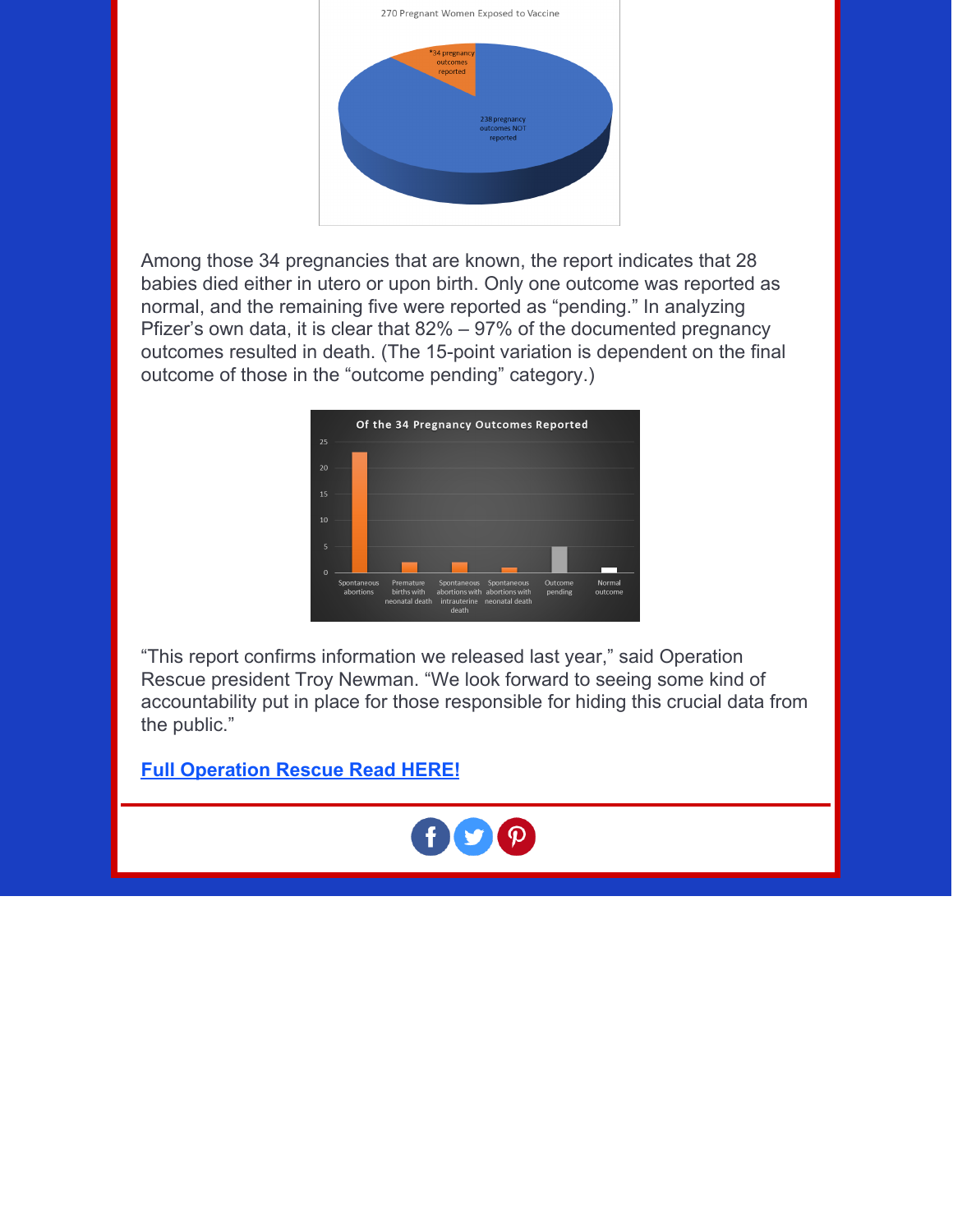270 Pregnant Women Exposed to Vaccine

*34 pregnancy outcomes reported

238 pregnancy outcomes NOT reported

Among those 34 pregnancies that are known, the report indicates that 28 babies died either in utero or upon birth. Only one outcome was reported as normal, and the remaining five were reported as "pending." In analyzing Pfizer's own data, it is clear that 82% – 97% of the documented pregnancy outcomes resulted in death. (The 15-point variation is dependent on the final outcome of those in the "outcome pending" category.)

Of the 34 Pregnancy Outcomes Reported

25
20
15
10
5
0

Spontaneous abortions
Premature births with neonatal death
Spontaneous abortions with intrauterine death
Spontaneous abortions with neonatal death
Outcome pending
Normal outcome

"This report confirms information we released last year," said Operation Rescue president Troy Newman. "We look forward to seeing some kind of accountability put in place for those responsible for hiding this crucial data from the public."

**Full Operation Rescue Read HERE!**